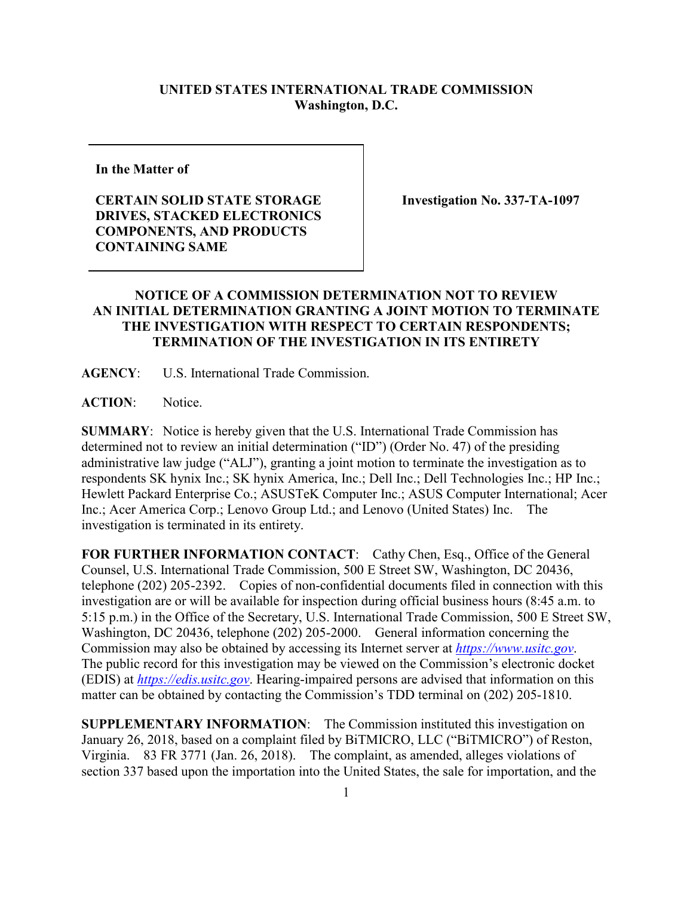**UNITED STATES INTERNATIONAL TRADE COMMISSION**
**Washington, D.C.**

| | |
|---|---|
| **In the Matter of**<br><br>**CERTAIN SOLID STATE STORAGE DRIVES, STACKED ELECTRONICS COMPONENTS, AND PRODUCTS CONTAINING SAME** | **Investigation No. 337-TA-1097** |

## NOTICE OF A COMMISSION DETERMINATION NOT TO REVIEW AN INITIAL DETERMINATION GRANTING A JOINT MOTION TO TERMINATE THE INVESTIGATION WITH RESPECT TO CERTAIN RESPONDENTS; TERMINATION OF THE INVESTIGATION IN ITS ENTIRETY

**AGENCY**: U.S. International Trade Commission.

**ACTION**: Notice.

**SUMMARY**: Notice is hereby given that the U.S. International Trade Commission has determined not to review an initial determination ("ID") (Order No. 47) of the presiding administrative law judge ("ALJ"), granting a joint motion to terminate the investigation as to respondents SK hynix Inc.; SK hynix America, Inc.; Dell Inc.; Dell Technologies Inc.; HP Inc.; Hewlett Packard Enterprise Co.; ASUSTeK Computer Inc.; ASUS Computer International; Acer Inc.; Acer America Corp.; Lenovo Group Ltd.; and Lenovo (United States) Inc. The investigation is terminated in its entirety.

**FOR FURTHER INFORMATION CONTACT**: Cathy Chen, Esq., Office of the General Counsel, U.S. International Trade Commission, 500 E Street SW, Washington, DC 20436, telephone (202) 205-2392. Copies of non-confidential documents filed in connection with this investigation are or will be available for inspection during official business hours (8:45 a.m. to 5:15 p.m.) in the Office of the Secretary, U.S. International Trade Commission, 500 E Street SW, Washington, DC 20436, telephone (202) 205-2000. General information concerning the Commission may also be obtained by accessing its Internet server at *https://www.usitc.gov*. The public record for this investigation may be viewed on the Commission's electronic docket (EDIS) at *https://edis.usitc.gov*. Hearing-impaired persons are advised that information on this matter can be obtained by contacting the Commission's TDD terminal on (202) 205-1810.

**SUPPLEMENTARY INFORMATION**: The Commission instituted this investigation on January 26, 2018, based on a complaint filed by BiTMICRO, LLC ("BiTMICRO") of Reston, Virginia. 83 FR 3771 (Jan. 26, 2018). The complaint, as amended, alleges violations of section 337 based upon the importation into the United States, the sale for importation, and the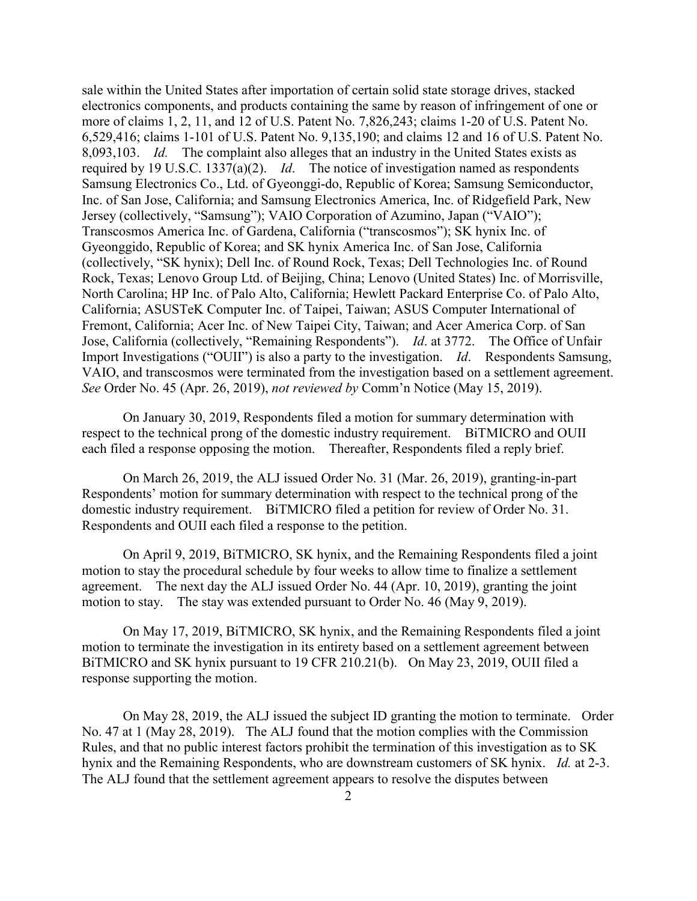sale within the United States after importation of certain solid state storage drives, stacked electronics components, and products containing the same by reason of infringement of one or more of claims 1, 2, 11, and 12 of U.S. Patent No. 7,826,243; claims 1-20 of U.S. Patent No. 6,529,416; claims 1-101 of U.S. Patent No. 9,135,190; and claims 12 and 16 of U.S. Patent No. 8,093,103. *Id.* The complaint also alleges that an industry in the United States exists as required by 19 U.S.C. 1337(a)(2). *Id*. The notice of investigation named as respondents Samsung Electronics Co., Ltd. of Gyeonggi-do, Republic of Korea; Samsung Semiconductor, Inc. of San Jose, California; and Samsung Electronics America, Inc. of Ridgefield Park, New Jersey (collectively, "Samsung"); VAIO Corporation of Azumino, Japan ("VAIO"); Transcosmos America Inc. of Gardena, California ("transcosmos"); SK hynix Inc. of Gyeonggido, Republic of Korea; and SK hynix America Inc. of San Jose, California (collectively, "SK hynix); Dell Inc. of Round Rock, Texas; Dell Technologies Inc. of Round Rock, Texas; Lenovo Group Ltd. of Beijing, China; Lenovo (United States) Inc. of Morrisville, North Carolina; HP Inc. of Palo Alto, California; Hewlett Packard Enterprise Co. of Palo Alto, California; ASUSTeK Computer Inc. of Taipei, Taiwan; ASUS Computer International of Fremont, California; Acer Inc. of New Taipei City, Taiwan; and Acer America Corp. of San Jose, California (collectively, "Remaining Respondents"). *Id*. at 3772. The Office of Unfair Import Investigations ("OUII") is also a party to the investigation. *Id*. Respondents Samsung, VAIO, and transcosmos were terminated from the investigation based on a settlement agreement. *See* Order No. 45 (Apr. 26, 2019), *not reviewed by* Comm'n Notice (May 15, 2019).

On January 30, 2019, Respondents filed a motion for summary determination with respect to the technical prong of the domestic industry requirement. BiTMICRO and OUII each filed a response opposing the motion. Thereafter, Respondents filed a reply brief.

On March 26, 2019, the ALJ issued Order No. 31 (Mar. 26, 2019), granting-in-part Respondents' motion for summary determination with respect to the technical prong of the domestic industry requirement. BiTMICRO filed a petition for review of Order No. 31. Respondents and OUII each filed a response to the petition.

On April 9, 2019, BiTMICRO, SK hynix, and the Remaining Respondents filed a joint motion to stay the procedural schedule by four weeks to allow time to finalize a settlement agreement. The next day the ALJ issued Order No. 44 (Apr. 10, 2019), granting the joint motion to stay. The stay was extended pursuant to Order No. 46 (May 9, 2019).

On May 17, 2019, BiTMICRO, SK hynix, and the Remaining Respondents filed a joint motion to terminate the investigation in its entirety based on a settlement agreement between BiTMICRO and SK hynix pursuant to 19 CFR 210.21(b). On May 23, 2019, OUII filed a response supporting the motion.

On May 28, 2019, the ALJ issued the subject ID granting the motion to terminate. Order No. 47 at 1 (May 28, 2019). The ALJ found that the motion complies with the Commission Rules, and that no public interest factors prohibit the termination of this investigation as to SK hynix and the Remaining Respondents, who are downstream customers of SK hynix. *Id.* at 2-3. The ALJ found that the settlement agreement appears to resolve the disputes between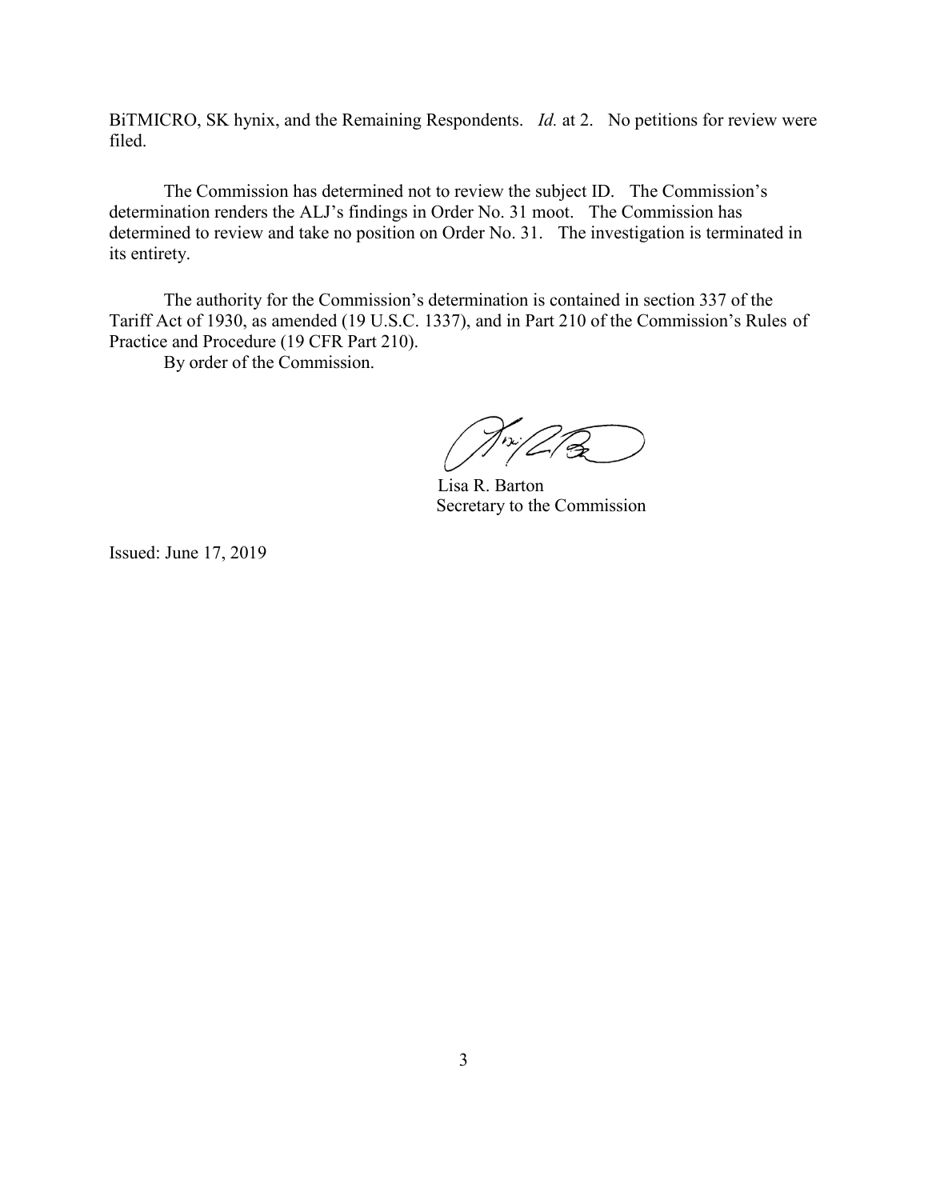BiTMICRO, SK hynix, and the Remaining Respondents. *Id.* at 2. No petitions for review were filed.

The Commission has determined not to review the subject ID. The Commission's determination renders the ALJ's findings in Order No. 31 moot. The Commission has determined to review and take no position on Order No. 31. The investigation is terminated in its entirety.

The authority for the Commission's determination is contained in section 337 of the Tariff Act of 1930, as amended (19 U.S.C. 1337), and in Part 210 of the Commission's Rules of Practice and Procedure (19 CFR Part 210).

By order of the Commission.

Lisa R. Barton
Secretary to the Commission

Issued: June 17, 2019